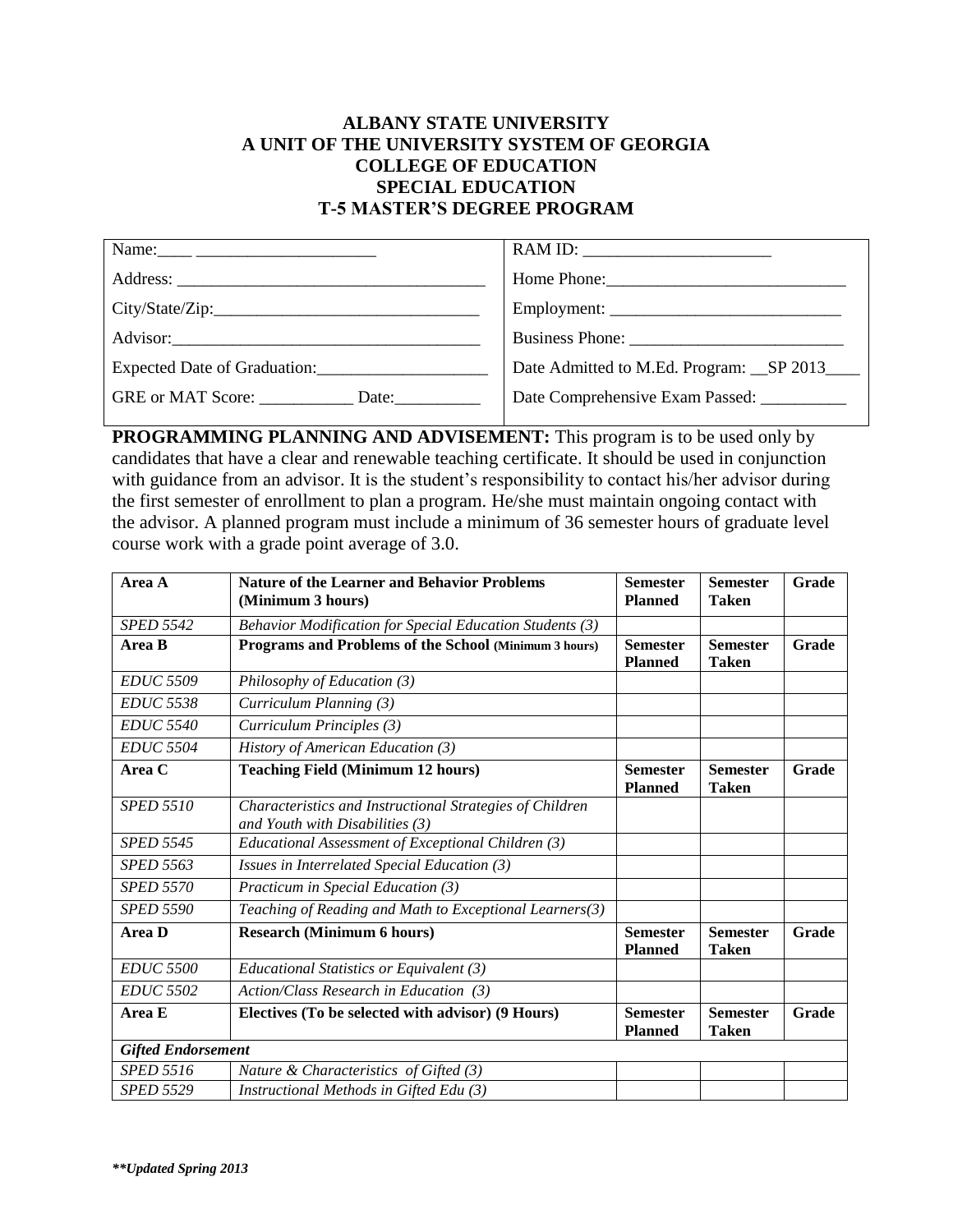# ALBANY STATE UNIVERSITY
## A UNIT OF THE UNIVERSITY SYSTEM OF GEORGIA
## COLLEGE OF EDUCATION
## SPECIAL EDUCATION
## T-5 MASTER'S DEGREE PROGRAM

| | |
|---|---|
| Name:____ ______________________ | RAM ID: ______________________ |
| Address: ____________________________________ | Home Phone:____________________________ |
| City/State/Zip:________________________________ | Employment: ___________________________ |
| Advisor:_____________________________________ | Business Phone: _________________________ |
| Expected Date of Graduation:____________________ | Date Admitted to M.Ed. Program: __SP 2013____ |
| GRE or MAT Score: ___________ Date:__________ | Date Comprehensive Exam Passed: __________ |

**PROGRAMMING PLANNING AND ADVISEMENT:** This program is to be used only by candidates that have a clear and renewable teaching certificate. It should be used in conjunction with guidance from an advisor. It is the student's responsibility to contact his/her advisor during the first semester of enrollment to plan a program. He/she must maintain ongoing contact with the advisor. A planned program must include a minimum of 36 semester hours of graduate level course work with a grade point average of 3.0.

| **Area A** | **Nature of the Learner and Behavior Problems (Minimum 3 hours)** | **Semester Planned** | **Semester Taken** | **Grade** |
|---|---|---|---|---|
| *SPED 5542* | *Behavior Modification for Special Education Students (3)* | | | |
| **Area B** | **Programs and Problems of the School (Minimum 3 hours)** | **Semester Planned** | **Semester Taken** | **Grade** |
| *EDUC 5509* | *Philosophy of Education (3)* | | | |
| *EDUC 5538* | *Curriculum Planning (3)* | | | |
| *EDUC 5540* | *Curriculum Principles (3)* | | | |
| *EDUC 5504* | *History of American Education (3)* | | | |
| **Area C** | **Teaching Field (Minimum 12 hours)** | **Semester Planned** | **Semester Taken** | **Grade** |
| *SPED 5510* | *Characteristics and Instructional Strategies of Children and Youth with Disabilities (3)* | | | |
| *SPED 5545* | *Educational Assessment of Exceptional Children (3)* | | | |
| *SPED 5563* | *Issues in Interrelated Special Education (3)* | | | |
| *SPED 5570* | *Practicum in Special Education (3)* | | | |
| *SPED 5590* | *Teaching of Reading and Math to Exceptional Learners(3)* | | | |
| **Area D** | **Research (Minimum 6 hours)** | **Semester Planned** | **Semester Taken** | **Grade** |
| *EDUC 5500* | *Educational Statistics or Equivalent (3)* | | | |
| *EDUC 5502* | *Action/Class Research in Education (3)* | | | |
| **Area E** | **Electives (To be selected with advisor) (9 Hours)** | **Semester Planned** | **Semester Taken** | **Grade** |
| ***Gifted Endorsement*** | | | | |
| *SPED 5516* | *Nature & Characteristics of Gifted (3)* | | | |
| *SPED 5529* | *Instructional Methods in Gifted Edu (3)* | | | |

***\*\*Updated Spring 2013***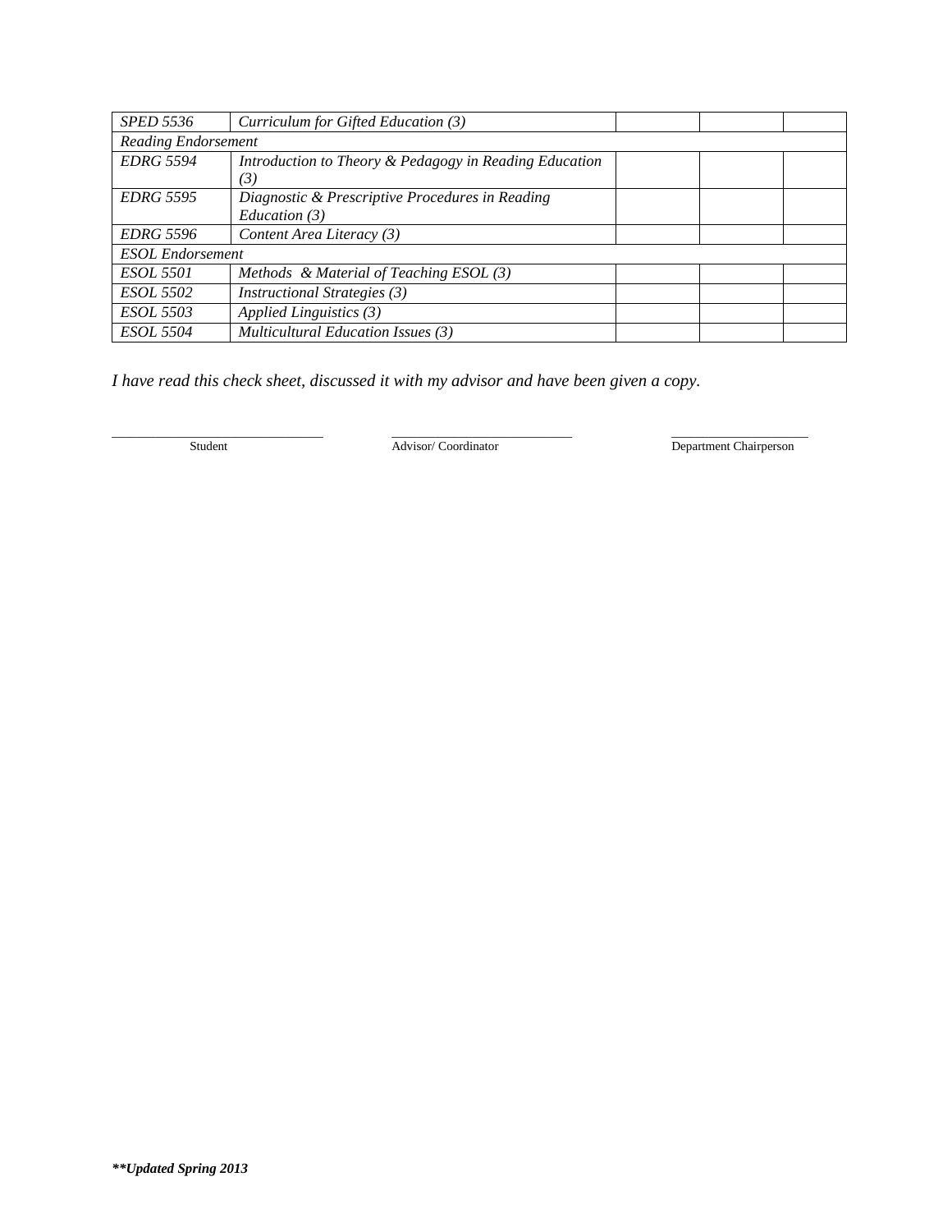| | | | | |
|---|---|---|---|---|
| *SPED 5536* | *Curriculum for Gifted Education (3)* | | | |
| *Reading Endorsement* | | | | |
| *EDRG 5594* | *Introduction to Theory & Pedagogy in Reading Education (3)* | | | |
| *EDRG 5595* | *Diagnostic & Prescriptive Procedures in Reading Education (3)* | | | |
| *EDRG 5596* | *Content Area Literacy (3)* | | | |
| *ESOL Endorsement* | | | | |
| *ESOL 5501* | *Methods & Material of Teaching ESOL (3)* | | | |
| *ESOL 5502* | *Instructional Strategies (3)* | | | |
| *ESOL 5503* | *Applied Linguistics (3)* | | | |
| *ESOL 5504* | *Multicultural Education Issues (3)* | | | |

*I have read this check sheet, discussed it with my advisor and have been given a copy.*

Student

Advisor/ Coordinator

Department Chairperson

***\*\*Updated Spring 2013***